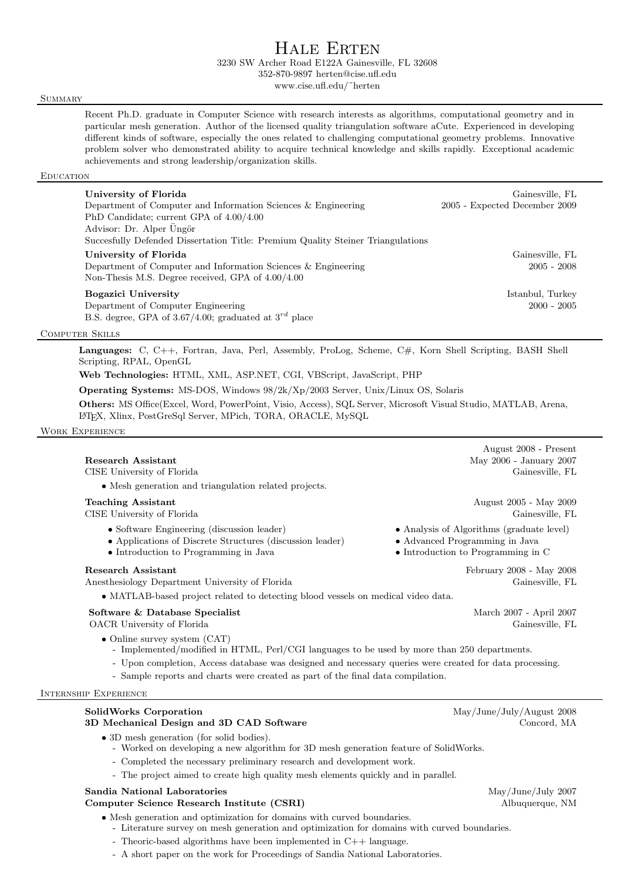# Hale Erten

3230 SW Archer Road E122A Gainesville, FL 32608
352-870-9897 herten@cise.ufl.edu
www.cise.ufl.edu/~herten

## Summary

Recent Ph.D. graduate in Computer Science with research interests as algorithms, computational geometry and in particular mesh generation. Author of the licensed quality triangulation software aCute. Experienced in developing different kinds of software, especially the ones related to challenging computational geometry problems. Innovative problem solver who demonstrated ability to acquire technical knowledge and skills rapidly. Exceptional academic achievements and strong leadership/organization skills.

## Education

**University of Florida** — Gainesville, FL
Department of Computer and Information Sciences & Engineering — 2005 - Expected December 2009
PhD Candidate; current GPA of 4.00/4.00
Advisor: Dr. Alper Üngör
Succesfully Defended Dissertation Title: Premium Quality Steiner Triangulations

**University of Florida** — Gainesville, FL
Department of Computer and Information Sciences & Engineering — 2005 - 2008
Non-Thesis M.S. Degree received, GPA of 4.00/4.00

**Bogazici University** — Istanbul, Turkey
Department of Computer Engineering — 2000 - 2005
B.S. degree, GPA of 3.67/4.00; graduated at $3^{rd}$ place

## Computer Skills

**Languages:** C, C++, Fortran, Java, Perl, Assembly, ProLog, Scheme, C#, Korn Shell Scripting, BASH Shell Scripting, RPAL, OpenGL

**Web Technologies:** HTML, XML, ASP.NET, CGI, VBScript, JavaScript, PHP

**Operating Systems:** MS-DOS, Windows 98/2k/Xp/2003 Server, Unix/Linux OS, Solaris

**Others:** MS Office(Excel, Word, PowerPoint, Visio, Access), SQL Server, Microsoft Visual Studio, MATLAB, Arena, LaTeX, Xlinx, PostGreSql Server, MPich, TORA, ORACLE, MySQL

## Work Experience

**Research Assistant** — August 2008 - Present; May 2006 - January 2007
CISE University of Florida — Gainesville, FL

- Mesh generation and triangulation related projects.

**Teaching Assistant** — August 2005 - May 2009
CISE University of Florida — Gainesville, FL

- Software Engineering (discussion leader)
- Applications of Discrete Structures (discussion leader)
- Introduction to Programming in Java
- Analysis of Algorithms (graduate level)
- Advanced Programming in Java
- Introduction to Programming in C

**Research Assistant** — February 2008 - May 2008
Anesthesiology Department University of Florida — Gainesville, FL

- MATLAB-based project related to detecting blood vessels on medical video data.

**Software & Database Specialist** — March 2007 - April 2007
OACR University of Florida — Gainesville, FL

- Online survey system (CAT)
  - Implemented/modified in HTML, Perl/CGI languages to be used by more than 250 departments.
  - Upon completion, Access database was designed and necessary queries were created for data processing.
  - Sample reports and charts were created as part of the final data compilation.

## Internship Experience

**SolidWorks Corporation** — May/June/July/August 2008
**3D Mechanical Design and 3D CAD Software** — Concord, MA

- 3D mesh generation (for solid bodies).
  - Worked on developing a new algorithm for 3D mesh generation feature of SolidWorks.
  - Completed the necessary preliminary research and development work.
  - The project aimed to create high quality mesh elements quickly and in parallel.

**Sandia National Laboratories** — May/June/July 2007
**Computer Science Research Institute (CSRI)** — Albuquerque, NM

- Mesh generation and optimization for domains with curved boundaries.
  - Literature survey on mesh generation and optimization for domains with curved boundaries.
  - Theoric-based algorithms have been implemented in C++ language.
  - A short paper on the work for Proceedings of Sandia National Laboratories.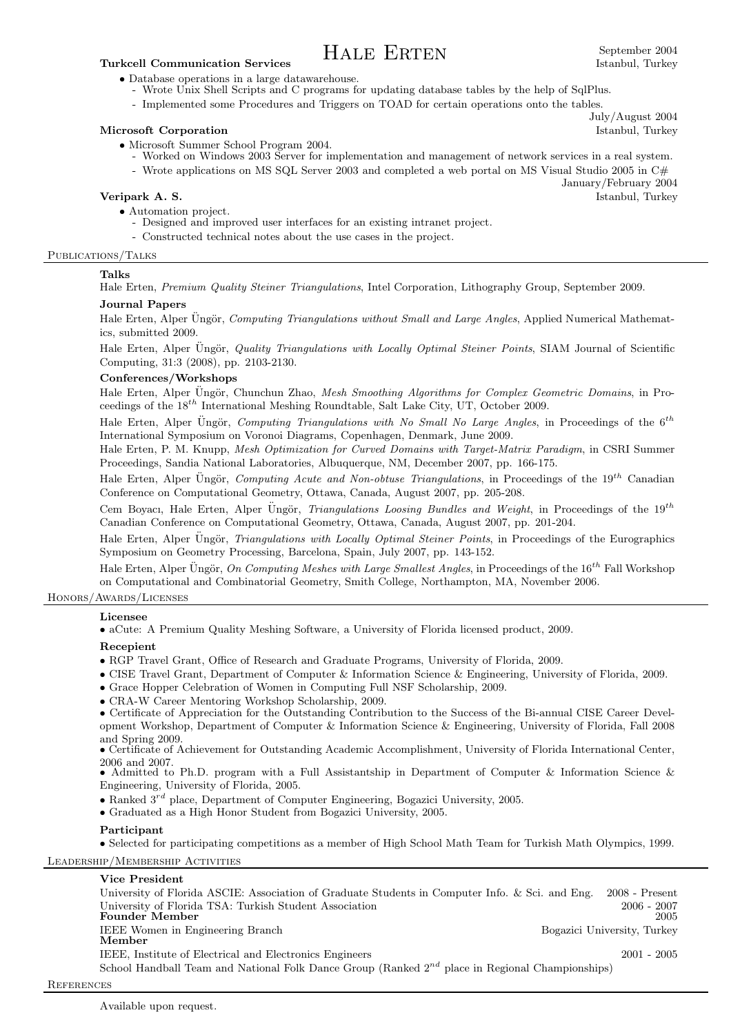# Hale Erten

**Turkcell Communication Services** — September 2004, Istanbul, Turkey

- Database operations in a large datawarehouse.
  - Wrote Unix Shell Scripts and C programs for updating database tables by the help of SqlPlus.
  - Implemented some Procedures and Triggers on TOAD for certain operations onto the tables.

**Microsoft Corporation** — July/August 2004, Istanbul, Turkey

- Microsoft Summer School Program 2004.
  - Worked on Windows 2003 Server for implementation and management of network services in a real system.
  - Wrote applications on MS SQL Server 2003 and completed a web portal on MS Visual Studio 2005 in C#

**Veripark A. S.** — January/February 2004, Istanbul, Turkey

- Automation project.
  - Designed and improved user interfaces for an existing intranet project.
  - Constructed technical notes about the use cases in the project.

## Publications/Talks

### Talks

Hale Erten, *Premium Quality Steiner Triangulations*, Intel Corporation, Lithography Group, September 2009.

### Journal Papers

Hale Erten, Alper Üngör, *Computing Triangulations without Small and Large Angles*, Applied Numerical Mathematics, submitted 2009.

Hale Erten, Alper Üngör, *Quality Triangulations with Locally Optimal Steiner Points*, SIAM Journal of Scientific Computing, 31:3 (2008), pp. 2103-2130.

### Conferences/Workshops

Hale Erten, Alper Üngör, Chunchun Zhao, *Mesh Smoothing Algorithms for Complex Geometric Domains*, in Proceedings of the $18^{th}$ International Meshing Roundtable, Salt Lake City, UT, October 2009.

Hale Erten, Alper Üngör, *Computing Triangulations with No Small No Large Angles*, in Proceedings of the $6^{th}$ International Symposium on Voronoi Diagrams, Copenhagen, Denmark, June 2009.

Hale Erten, P. M. Knupp, *Mesh Optimization for Curved Domains with Target-Matrix Paradigm*, in CSRI Summer Proceedings, Sandia National Laboratories, Albuquerque, NM, December 2007, pp. 166-175.

Hale Erten, Alper Üngör, *Computing Acute and Non-obtuse Triangulations*, in Proceedings of the $19^{th}$ Canadian Conference on Computational Geometry, Ottawa, Canada, August 2007, pp. 205-208.

Cem Boyacı, Hale Erten, Alper Üngör, *Triangulations Loosing Bundles and Weight*, in Proceedings of the $19^{th}$ Canadian Conference on Computational Geometry, Ottawa, Canada, August 2007, pp. 201-204.

Hale Erten, Alper Üngör, *Triangulations with Locally Optimal Steiner Points*, in Proceedings of the Eurographics Symposium on Geometry Processing, Barcelona, Spain, July 2007, pp. 143-152.

Hale Erten, Alper Üngör, *On Computing Meshes with Large Smallest Angles*, in Proceedings of the $16^{th}$ Fall Workshop on Computational and Combinatorial Geometry, Smith College, Northampton, MA, November 2006.

## Honors/Awards/Licenses

### Licensee

- aCute: A Premium Quality Meshing Software, a University of Florida licensed product, 2009.

### Recepient

- RGP Travel Grant, Office of Research and Graduate Programs, University of Florida, 2009.
- CISE Travel Grant, Department of Computer & Information Science & Engineering, University of Florida, 2009.
- Grace Hopper Celebration of Women in Computing Full NSF Scholarship, 2009.
- CRA-W Career Mentoring Workshop Scholarship, 2009.
- Certificate of Appreciation for the Outstanding Contribution to the Success of the Bi-annual CISE Career Development Workshop, Department of Computer & Information Science & Engineering, University of Florida, Fall 2008 and Spring 2009.
- Certificate of Achievement for Outstanding Academic Accomplishment, University of Florida International Center, 2006 and 2007.
- Admitted to Ph.D. program with a Full Assistantship in Department of Computer & Information Science & Engineering, University of Florida, 2005.
- Ranked $3^{rd}$ place, Department of Computer Engineering, Bogazici University, 2005.
- Graduated as a High Honor Student from Bogazici University, 2005.

### Participant

- Selected for participating competitions as a member of High School Math Team for Turkish Math Olympics, 1999.

## Leadership/Membership Activities

### Vice President

University of Florida ASCIE: Association of Graduate Students in Computer Info. & Sci. and Eng. — 2008 - Present

University of Florida TSA: Turkish Student Association — 2006 - 2007

### Founder Member

IEEE Women in Engineering Branch — 2005, Bogazici University, Turkey

### Member

IEEE, Institute of Electrical and Electronics Engineers — 2001 - 2005

School Handball Team and National Folk Dance Group (Ranked $2^{nd}$ place in Regional Championships)

## References

Available upon request.